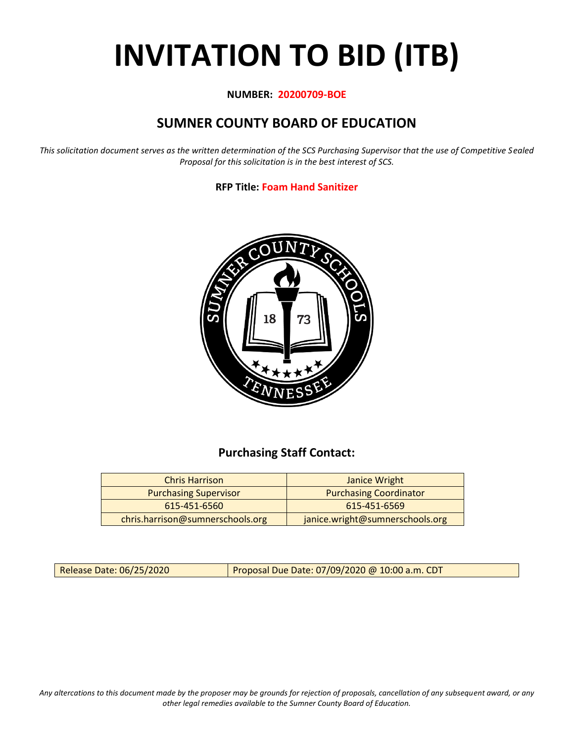# INVITATION TO BID (ITB)

**NUMBER: 20200709-BOE**

## SUMNER COUNTY BOARD OF EDUCATION

*This solicitation document serves as the written determination of the SCS Purchasing Supervisor that the use of Competitive Sealed Proposal for this solicitation is in the best interest of SCS.*

**RFP Title: Foam Hand Sanitizer**

### Purchasing Staff Contact:

| Chris Harrison | Janice Wright |
|---|---|
| Purchasing Supervisor | Purchasing Coordinator |
| 615-451-6560 | 615-451-6569 |
| chris.harrison@sumnerschools.org | janice.wright@sumnerschools.org |

| Release Date: 06/25/2020 | Proposal Due Date: 07/09/2020 @ 10:00 a.m. CDT |
|---|---|

*Any altercations to this document made by the proposer may be grounds for rejection of proposals, cancellation of any subsequent award, or any other legal remedies available to the Sumner County Board of Education.*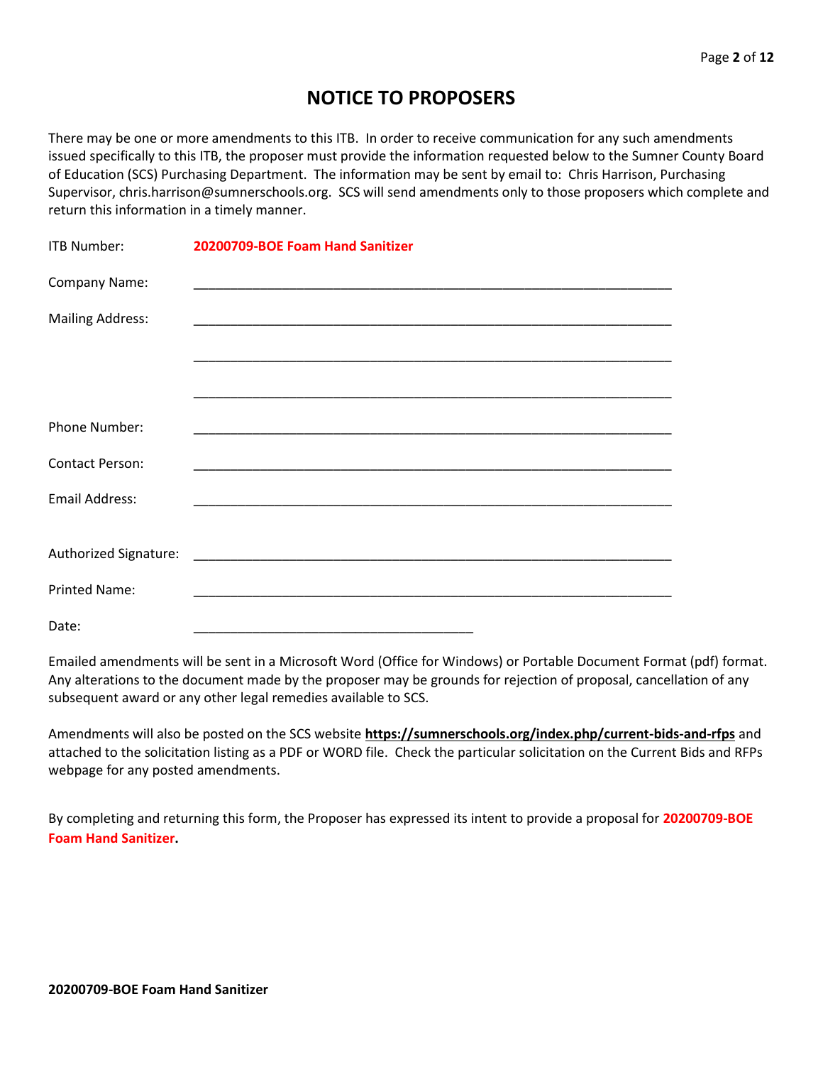# NOTICE TO PROPOSERS

There may be one or more amendments to this ITB. In order to receive communication for any such amendments issued specifically to this ITB, the proposer must provide the information requested below to the Sumner County Board of Education (SCS) Purchasing Department. The information may be sent by email to: Chris Harrison, Purchasing Supervisor, chris.harrison@sumnerschools.org. SCS will send amendments only to those proposers which complete and return this information in a timely manner.

ITB Number: **20200709-BOE Foam Hand Sanitizer**

Company Name: ____________________________________________________________________

Mailing Address: ____________________________________________________________________

____________________________________________________________________

____________________________________________________________________

Phone Number: ____________________________________________________________________

Contact Person: ____________________________________________________________________

Email Address: ____________________________________________________________________

Authorized Signature: ____________________________________________________________________

Printed Name: ____________________________________________________________________

Date: ________________________________________

Emailed amendments will be sent in a Microsoft Word (Office for Windows) or Portable Document Format (pdf) format. Any alterations to the document made by the proposer may be grounds for rejection of proposal, cancellation of any subsequent award or any other legal remedies available to SCS.

Amendments will also be posted on the SCS website **https://sumnerschools.org/index.php/current-bids-and-rfps** and attached to the solicitation listing as a PDF or WORD file. Check the particular solicitation on the Current Bids and RFPs webpage for any posted amendments.

By completing and returning this form, the Proposer has expressed its intent to provide a proposal for **20200709-BOE Foam Hand Sanitizer.**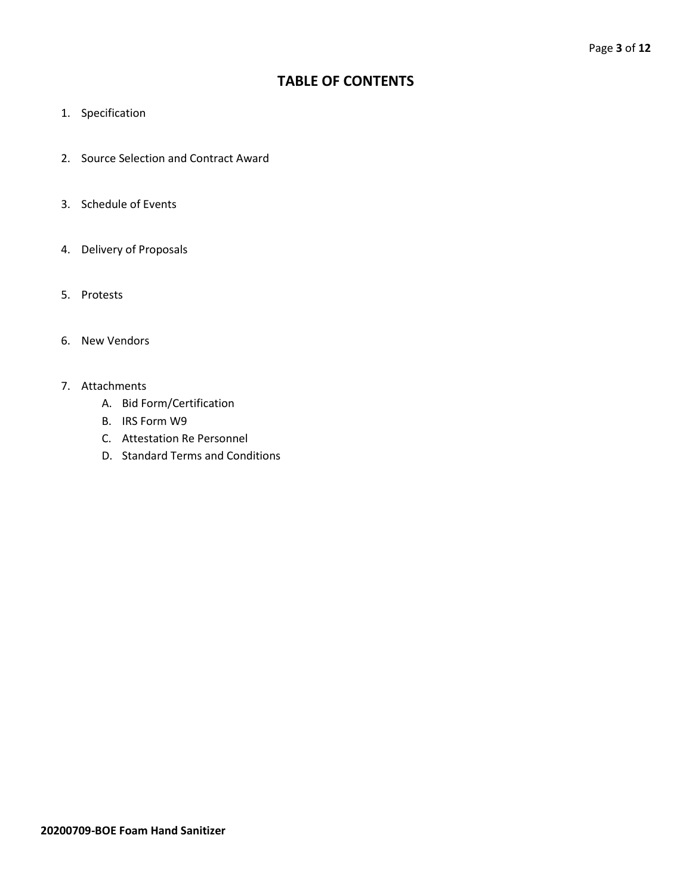# TABLE OF CONTENTS

1. Specification
2. Source Selection and Contract Award
3. Schedule of Events
4. Delivery of Proposals
5. Protests
6. New Vendors
7. Attachments
   A. Bid Form/Certification
   B. IRS Form W9
   C. Attestation Re Personnel
   D. Standard Terms and Conditions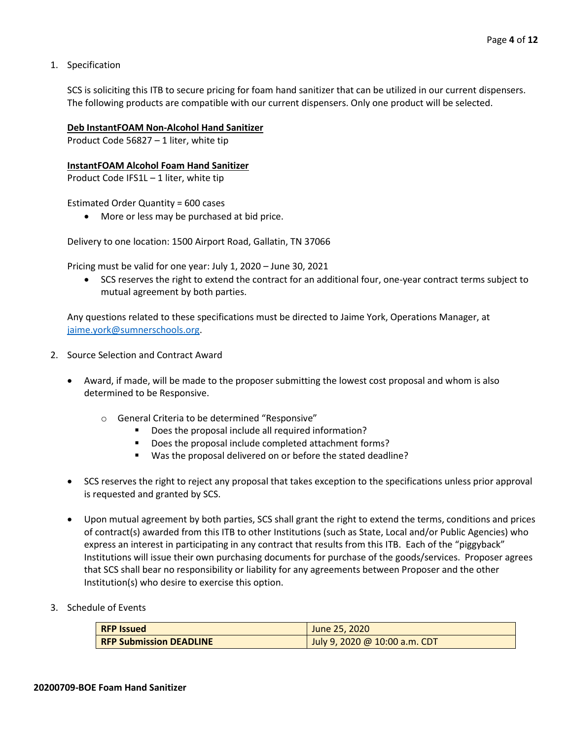1. Specification

   SCS is soliciting this ITB to secure pricing for foam hand sanitizer that can be utilized in our current dispensers. The following products are compatible with our current dispensers. Only one product will be selected.

   **Deb InstantFOAM Non-Alcohol Hand Sanitizer**
   Product Code 56827 – 1 liter, white tip

   **InstantFOAM Alcohol Foam Hand Sanitizer**
   Product Code IFS1L – 1 liter, white tip

   Estimated Order Quantity = 600 cases

   - More or less may be purchased at bid price.

   Delivery to one location: 1500 Airport Road, Gallatin, TN 37066

   Pricing must be valid for one year: July 1, 2020 – June 30, 2021

   - SCS reserves the right to extend the contract for an additional four, one-year contract terms subject to mutual agreement by both parties.

   Any questions related to these specifications must be directed to Jaime York, Operations Manager, at jaime.york@sumnerschools.org.

2. Source Selection and Contract Award

   - Award, if made, will be made to the proposer submitting the lowest cost proposal and whom is also determined to be Responsive.
     - General Criteria to be determined "Responsive"
       - Does the proposal include all required information?
       - Does the proposal include completed attachment forms?
       - Was the proposal delivered on or before the stated deadline?
   - SCS reserves the right to reject any proposal that takes exception to the specifications unless prior approval is requested and granted by SCS.
   - Upon mutual agreement by both parties, SCS shall grant the right to extend the terms, conditions and prices of contract(s) awarded from this ITB to other Institutions (such as State, Local and/or Public Agencies) who express an interest in participating in any contract that results from this ITB. Each of the "piggyback" Institutions will issue their own purchasing documents for purchase of the goods/services. Proposer agrees that SCS shall bear no responsibility or liability for any agreements between Proposer and the other Institution(s) who desire to exercise this option.

3. Schedule of Events

| **RFP Issued** | June 25, 2020 |
|---|---|
| **RFP Submission DEADLINE** | July 9, 2020 @ 10:00 a.m. CDT |

**20200709-BOE Foam Hand Sanitizer**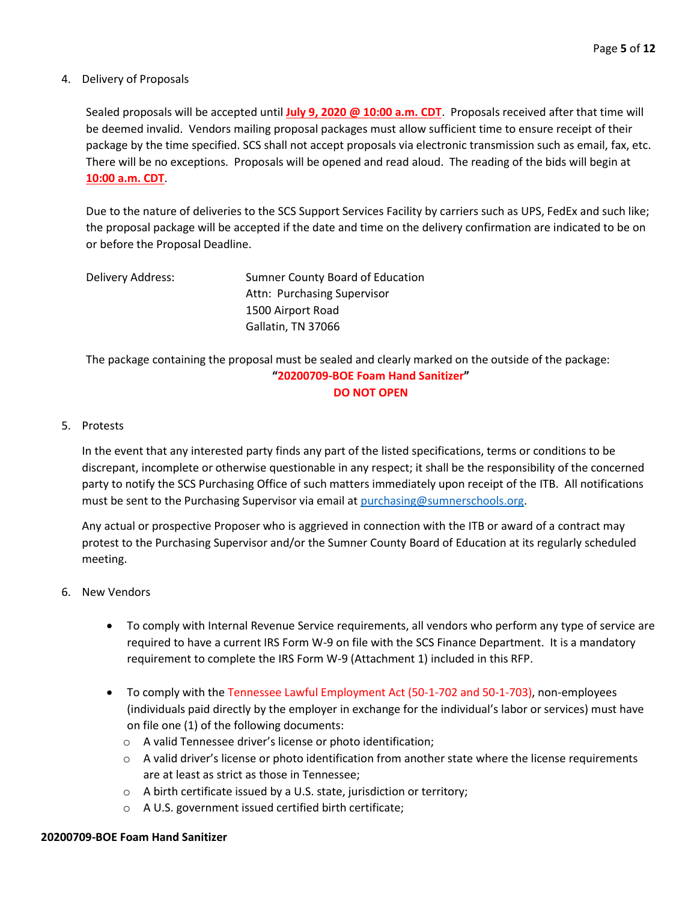4. Delivery of Proposals

   Sealed proposals will be accepted until **July 9, 2020 @ 10:00 a.m. CDT**. Proposals received after that time will be deemed invalid. Vendors mailing proposal packages must allow sufficient time to ensure receipt of their package by the time specified. SCS shall not accept proposals via electronic transmission such as email, fax, etc. There will be no exceptions. Proposals will be opened and read aloud. The reading of the bids will begin at **10:00 a.m. CDT**.

   Due to the nature of deliveries to the SCS Support Services Facility by carriers such as UPS, FedEx and such like; the proposal package will be accepted if the date and time on the delivery confirmation are indicated to be on or before the Proposal Deadline.

   Delivery Address:
   Sumner County Board of Education
   Attn: Purchasing Supervisor
   1500 Airport Road
   Gallatin, TN 37066

   The package containing the proposal must be sealed and clearly marked on the outside of the package:

   **"20200709-BOE Foam Hand Sanitizer"**

   **DO NOT OPEN**

5. Protests

   In the event that any interested party finds any part of the listed specifications, terms or conditions to be discrepant, incomplete or otherwise questionable in any respect; it shall be the responsibility of the concerned party to notify the SCS Purchasing Office of such matters immediately upon receipt of the ITB. All notifications must be sent to the Purchasing Supervisor via email at purchasing@sumnerschools.org.

   Any actual or prospective Proposer who is aggrieved in connection with the ITB or award of a contract may protest to the Purchasing Supervisor and/or the Sumner County Board of Education at its regularly scheduled meeting.

6. New Vendors

   - To comply with Internal Revenue Service requirements, all vendors who perform any type of service are required to have a current IRS Form W-9 on file with the SCS Finance Department. It is a mandatory requirement to complete the IRS Form W-9 (Attachment 1) included in this RFP.
   - To comply with the Tennessee Lawful Employment Act (50-1-702 and 50-1-703), non-employees (individuals paid directly by the employer in exchange for the individual's labor or services) must have on file one (1) of the following documents:
     - A valid Tennessee driver's license or photo identification;
     - A valid driver's license or photo identification from another state where the license requirements are at least as strict as those in Tennessee;
     - A birth certificate issued by a U.S. state, jurisdiction or territory;
     - A U.S. government issued certified birth certificate;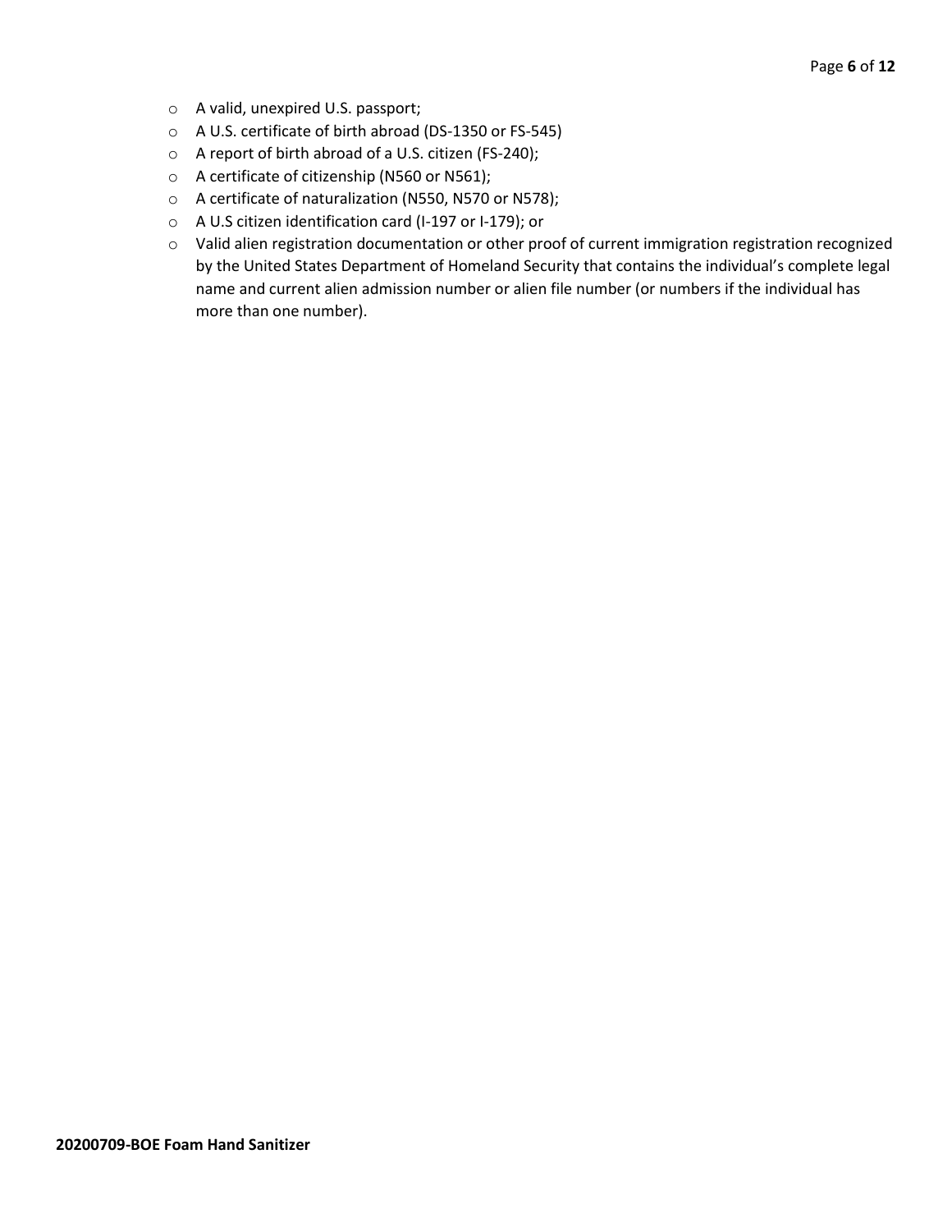- A valid, unexpired U.S. passport;
- A U.S. certificate of birth abroad (DS-1350 or FS-545)
- A report of birth abroad of a U.S. citizen (FS-240);
- A certificate of citizenship (N560 or N561);
- A certificate of naturalization (N550, N570 or N578);
- A U.S citizen identification card (I-197 or I-179); or
- Valid alien registration documentation or other proof of current immigration registration recognized by the United States Department of Homeland Security that contains the individual's complete legal name and current alien admission number or alien file number (or numbers if the individual has more than one number).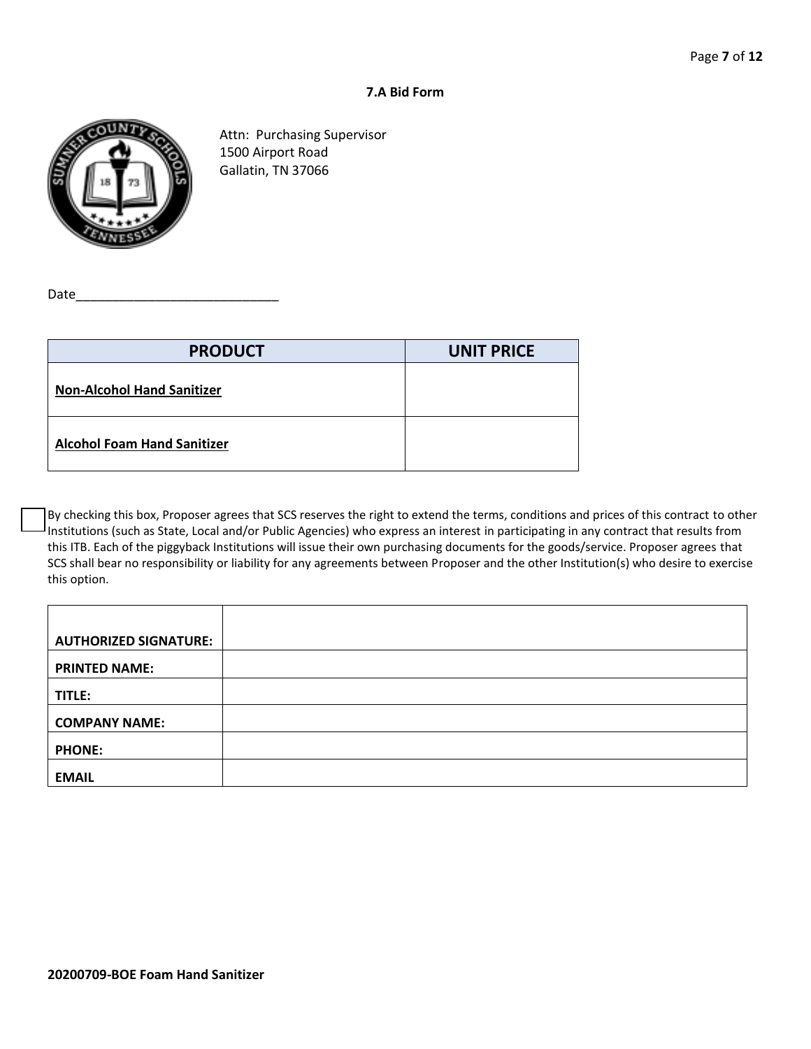### 7.A Bid Form

Attn: Purchasing Supervisor
1500 Airport Road
Gallatin, TN 37066

Date_____________________________

| PRODUCT | UNIT PRICE |
|---|---|
| **Non-Alcohol Hand Sanitizer** | |
| **Alcohol Foam Hand Sanitizer** | |

☐ By checking this box, Proposer agrees that SCS reserves the right to extend the terms, conditions and prices of this contract to other Institutions (such as State, Local and/or Public Agencies) who express an interest in participating in any contract that results from this ITB. Each of the piggyback Institutions will issue their own purchasing documents for the goods/service. Proposer agrees that SCS shall bear no responsibility or liability for any agreements between Proposer and the other Institution(s) who desire to exercise this option.

| | |
|---|---|
| **AUTHORIZED SIGNATURE:** | |
| **PRINTED NAME:** | |
| **TITLE:** | |
| **COMPANY NAME:** | |
| **PHONE:** | |
| **EMAIL** | |

**20200709-BOE Foam Hand Sanitizer**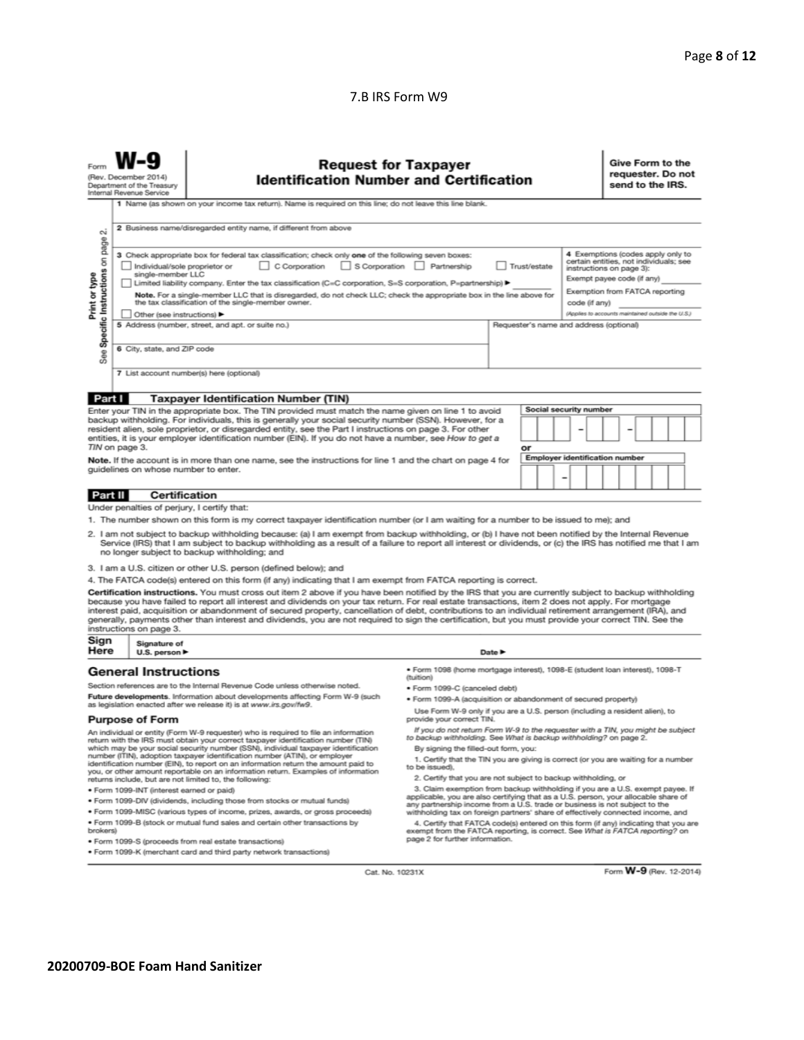7.B IRS Form W9

Form **W-9**
(Rev. December 2014)
Department of the Treasury
Internal Revenue Service

# Request for Taxpayer Identification Number and Certification

**Give Form to the requester. Do not send to the IRS.**

Print or type
See Specific Instructions on page 2.

1 Name (as shown on your income tax return). Name is required on this line; do not leave this line blank.

2 Business name/disregarded entity name, if different from above

3 Check appropriate box for federal tax classification; check only **one** of the following seven boxes:
☐ Individual/sole proprietor or single-member LLC ☐ C Corporation ☐ S Corporation ☐ Partnership ☐ Trust/estate
☐ Limited liability company. Enter the tax classification (C=C corporation, S=S corporation, P=partnership) ▶ ________
**Note.** For a single-member LLC that is disregarded, do not check LLC; check the appropriate box in the line above for the tax classification of the single-member owner.
☐ Other (see instructions) ▶

4 Exemptions (codes apply only to certain entities, not individuals; see instructions on page 3):
Exempt payee code (if any) ________
Exemption from FATCA reporting code (if any) ________
*(Applies to accounts maintained outside the U.S.)*

5 Address (number, street, and apt. or suite no.)

Requester's name and address (optional)

6 City, state, and ZIP code

7 List account number(s) here (optional)

## Part I Taxpayer Identification Number (TIN)

Enter your TIN in the appropriate box. The TIN provided must match the name given on line 1 to avoid backup withholding. For individuals, this is generally your social security number (SSN). However, for a resident alien, sole proprietor, or disregarded entity, see the Part I instructions on page 3. For other entities, it is your employer identification number (EIN). If you do not have a number, see *How to get a TIN* on page 3.

**Note.** If the account is in more than one name, see the instructions for line 1 and the chart on page 4 for guidelines on whose number to enter.

**Social security number**

☐☐☐ – ☐☐ – ☐☐☐☐

or

**Employer identification number**

☐☐ – ☐☐☐☐☐☐☐

## Part II Certification

Under penalties of perjury, I certify that:

1. The number shown on this form is my correct taxpayer identification number (or I am waiting for a number to be issued to me); and
2. I am not subject to backup withholding because: (a) I am exempt from backup withholding, or (b) I have not been notified by the Internal Revenue Service (IRS) that I am subject to backup withholding as a result of a failure to report all interest or dividends, or (c) the IRS has notified me that I am no longer subject to backup withholding; and
3. I am a U.S. citizen or other U.S. person (defined below); and
4. The FATCA code(s) entered on this form (if any) indicating that I am exempt from FATCA reporting is correct.

**Certification instructions.** You must cross out item 2 above if you have been notified by the IRS that you are currently subject to backup withholding because you have failed to report all interest and dividends on your tax return. For real estate transactions, item 2 does not apply. For mortgage interest paid, acquisition or abandonment of secured property, cancellation of debt, contributions to an individual retirement arrangement (IRA), and generally, payments other than interest and dividends, you are not required to sign the certification, but you must provide your correct TIN. See the instructions on page 3.

**Sign Here** Signature of U.S. person ▶ Date ▶

## General Instructions

Section references are to the Internal Revenue Code unless otherwise noted.

**Future developments.** Information about developments affecting Form W-9 (such as legislation enacted after we release it) is at *www.irs.gov/fw9*.

### Purpose of Form

An individual or entity (Form W-9 requester) who is required to file an information return with the IRS must obtain your correct taxpayer identification number (TIN) which may be your social security number (SSN), individual taxpayer identification number (ITIN), adoption taxpayer identification number (ATIN), or employer identification number (EIN), to report on an information return the amount paid to you, or other amount reportable on an information return. Examples of information returns include, but are not limited to, the following:

- Form 1099-INT (interest earned or paid)
- Form 1099-DIV (dividends, including those from stocks or mutual funds)
- Form 1099-MISC (various types of income, prizes, awards, or gross proceeds)
- Form 1099-B (stock or mutual fund sales and certain other transactions by brokers)
- Form 1099-S (proceeds from real estate transactions)
- Form 1099-K (merchant card and third party network transactions)
- Form 1098 (home mortgage interest), 1098-E (student loan interest), 1098-T (tuition)
- Form 1099-C (canceled debt)
- Form 1099-A (acquisition or abandonment of secured property)

Use Form W-9 only if you are a U.S. person (including a resident alien), to provide your correct TIN.

*If you do not return Form W-9 to the requester with a TIN, you might be subject to backup withholding. See What is backup withholding? on page 2.*

By signing the filled-out form, you:

1. Certify that the TIN you are giving is correct (or you are waiting for a number to be issued),
2. Certify that you are not subject to backup withholding, or
3. Claim exemption from backup withholding if you are a U.S. exempt payee. If applicable, you are also certifying that as a U.S. person, your allocable share of any partnership income from a U.S. trade or business is not subject to the withholding tax on foreign partners' share of effectively connected income, and
4. Certify that FATCA code(s) entered on this form (if any) indicating that you are exempt from the FATCA reporting, is correct. See *What is FATCA reporting?* on page 2 for further information.

Cat. No. 10231X Form **W-9** (Rev. 12-2014)

**20200709-BOE Foam Hand Sanitizer**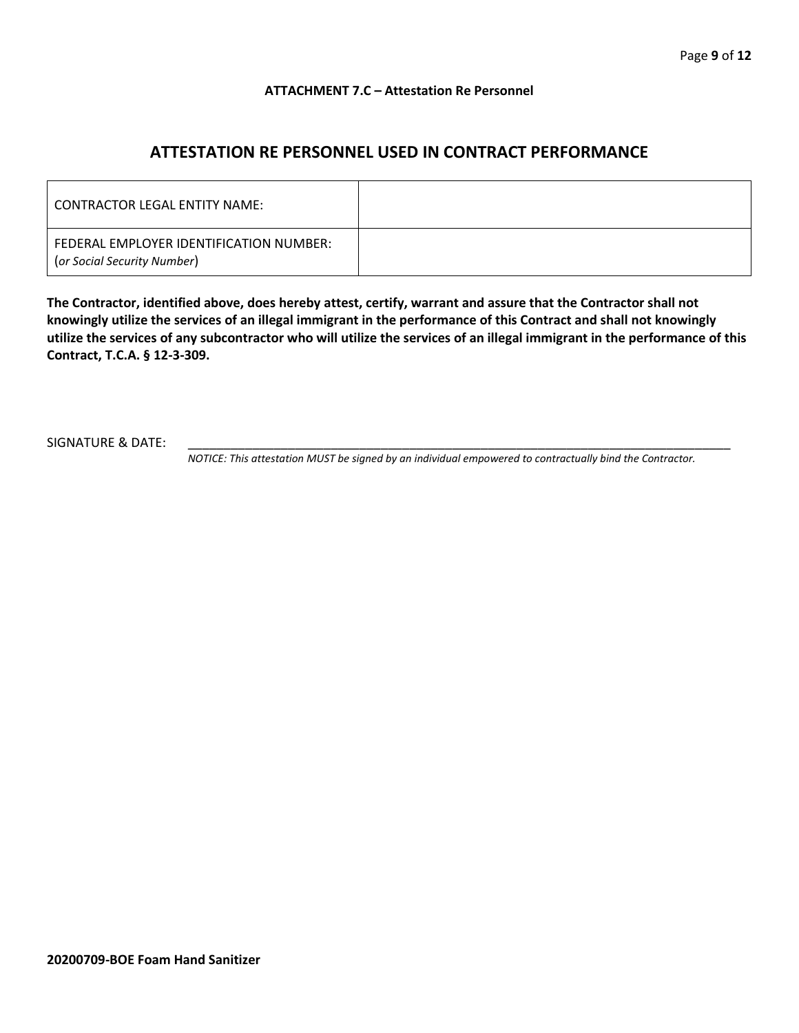**ATTACHMENT 7.C – Attestation Re Personnel**

## ATTESTATION RE PERSONNEL USED IN CONTRACT PERFORMANCE

| CONTRACTOR LEGAL ENTITY NAME: | |
|---|---|
| FEDERAL EMPLOYER IDENTIFICATION NUMBER: (*or Social Security Number*) | |

**The Contractor, identified above, does hereby attest, certify, warrant and assure that the Contractor shall not knowingly utilize the services of an illegal immigrant in the performance of this Contract and shall not knowingly utilize the services of any subcontractor who will utilize the services of an illegal immigrant in the performance of this Contract, T.C.A. § 12-3-309.**

SIGNATURE & DATE: ____________________________________________________________________________

*NOTICE: This attestation MUST be signed by an individual empowered to contractually bind the Contractor.*

**20200709-BOE Foam Hand Sanitizer**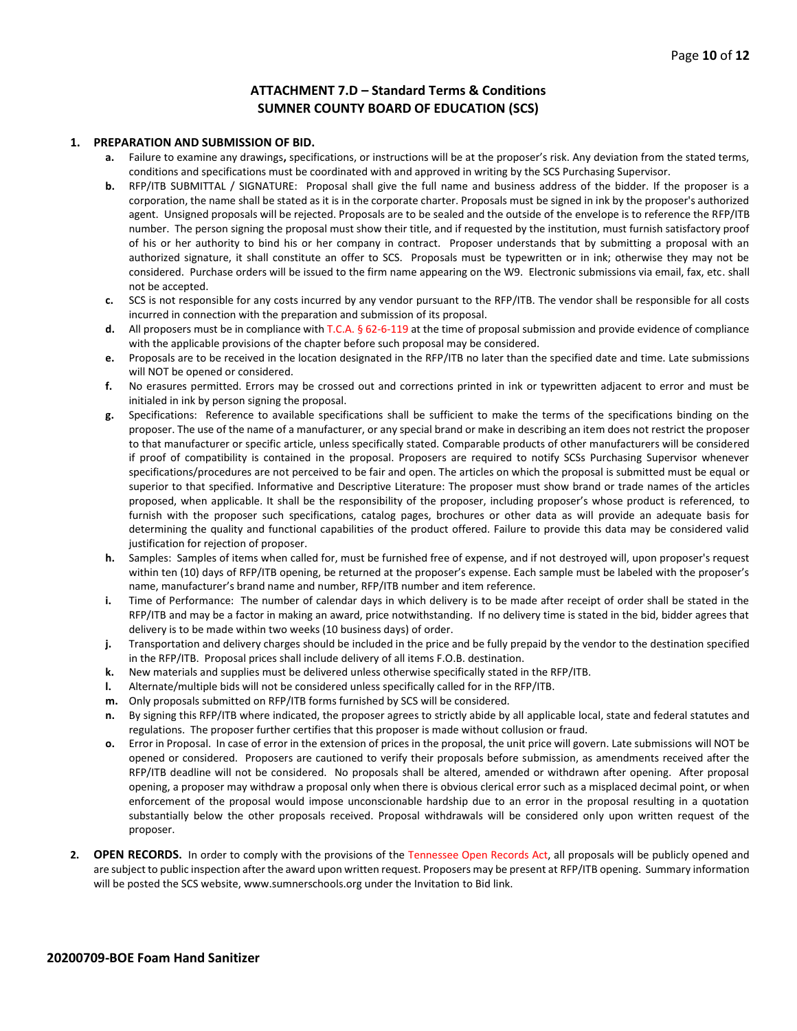# ATTACHMENT 7.D – Standard Terms & Conditions
# SUMNER COUNTY BOARD OF EDUCATION (SCS)

**1. PREPARATION AND SUBMISSION OF BID.**

- **a.** Failure to examine any drawings**,** specifications, or instructions will be at the proposer's risk. Any deviation from the stated terms, conditions and specifications must be coordinated with and approved in writing by the SCS Purchasing Supervisor.
- **b.** RFP/ITB SUBMITTAL / SIGNATURE: Proposal shall give the full name and business address of the bidder. If the proposer is a corporation, the name shall be stated as it is in the corporate charter. Proposals must be signed in ink by the proposer's authorized agent. Unsigned proposals will be rejected. Proposals are to be sealed and the outside of the envelope is to reference the RFP/ITB number. The person signing the proposal must show their title, and if requested by the institution, must furnish satisfactory proof of his or her authority to bind his or her company in contract. Proposer understands that by submitting a proposal with an authorized signature, it shall constitute an offer to SCS. Proposals must be typewritten or in ink; otherwise they may not be considered. Purchase orders will be issued to the firm name appearing on the W9. Electronic submissions via email, fax, etc. shall not be accepted.
- **c.** SCS is not responsible for any costs incurred by any vendor pursuant to the RFP/ITB. The vendor shall be responsible for all costs incurred in connection with the preparation and submission of its proposal.
- **d.** All proposers must be in compliance with T.C.A. § 62-6-119 at the time of proposal submission and provide evidence of compliance with the applicable provisions of the chapter before such proposal may be considered.
- **e.** Proposals are to be received in the location designated in the RFP/ITB no later than the specified date and time. Late submissions will NOT be opened or considered.
- **f.** No erasures permitted. Errors may be crossed out and corrections printed in ink or typewritten adjacent to error and must be initialed in ink by person signing the proposal.
- **g.** Specifications: Reference to available specifications shall be sufficient to make the terms of the specifications binding on the proposer. The use of the name of a manufacturer, or any special brand or make in describing an item does not restrict the proposer to that manufacturer or specific article, unless specifically stated. Comparable products of other manufacturers will be considered if proof of compatibility is contained in the proposal. Proposers are required to notify SCSs Purchasing Supervisor whenever specifications/procedures are not perceived to be fair and open. The articles on which the proposal is submitted must be equal or superior to that specified. Informative and Descriptive Literature: The proposer must show brand or trade names of the articles proposed, when applicable. It shall be the responsibility of the proposer, including proposer's whose product is referenced, to furnish with the proposer such specifications, catalog pages, brochures or other data as will provide an adequate basis for determining the quality and functional capabilities of the product offered. Failure to provide this data may be considered valid justification for rejection of proposer.
- **h.** Samples: Samples of items when called for, must be furnished free of expense, and if not destroyed will, upon proposer's request within ten (10) days of RFP/ITB opening, be returned at the proposer's expense. Each sample must be labeled with the proposer's name, manufacturer's brand name and number, RFP/ITB number and item reference.
- **i.** Time of Performance: The number of calendar days in which delivery is to be made after receipt of order shall be stated in the RFP/ITB and may be a factor in making an award, price notwithstanding. If no delivery time is stated in the bid, bidder agrees that delivery is to be made within two weeks (10 business days) of order.
- **j.** Transportation and delivery charges should be included in the price and be fully prepaid by the vendor to the destination specified in the RFP/ITB. Proposal prices shall include delivery of all items F.O.B. destination.
- **k.** New materials and supplies must be delivered unless otherwise specifically stated in the RFP/ITB.
- **l.** Alternate/multiple bids will not be considered unless specifically called for in the RFP/ITB.
- **m.** Only proposals submitted on RFP/ITB forms furnished by SCS will be considered.
- **n.** By signing this RFP/ITB where indicated, the proposer agrees to strictly abide by all applicable local, state and federal statutes and regulations. The proposer further certifies that this proposer is made without collusion or fraud.
- **o.** Error in Proposal. In case of error in the extension of prices in the proposal, the unit price will govern. Late submissions will NOT be opened or considered. Proposers are cautioned to verify their proposals before submission, as amendments received after the RFP/ITB deadline will not be considered. No proposals shall be altered, amended or withdrawn after opening. After proposal opening, a proposer may withdraw a proposal only when there is obvious clerical error such as a misplaced decimal point, or when enforcement of the proposal would impose unconscionable hardship due to an error in the proposal resulting in a quotation substantially below the other proposals received. Proposal withdrawals will be considered only upon written request of the proposer.

**2. OPEN RECORDS.** In order to comply with the provisions of the Tennessee Open Records Act, all proposals will be publicly opened and are subject to public inspection after the award upon written request. Proposers may be present at RFP/ITB opening. Summary information will be posted the SCS website, www.sumnerschools.org under the Invitation to Bid link.

**20200709-BOE Foam Hand Sanitizer**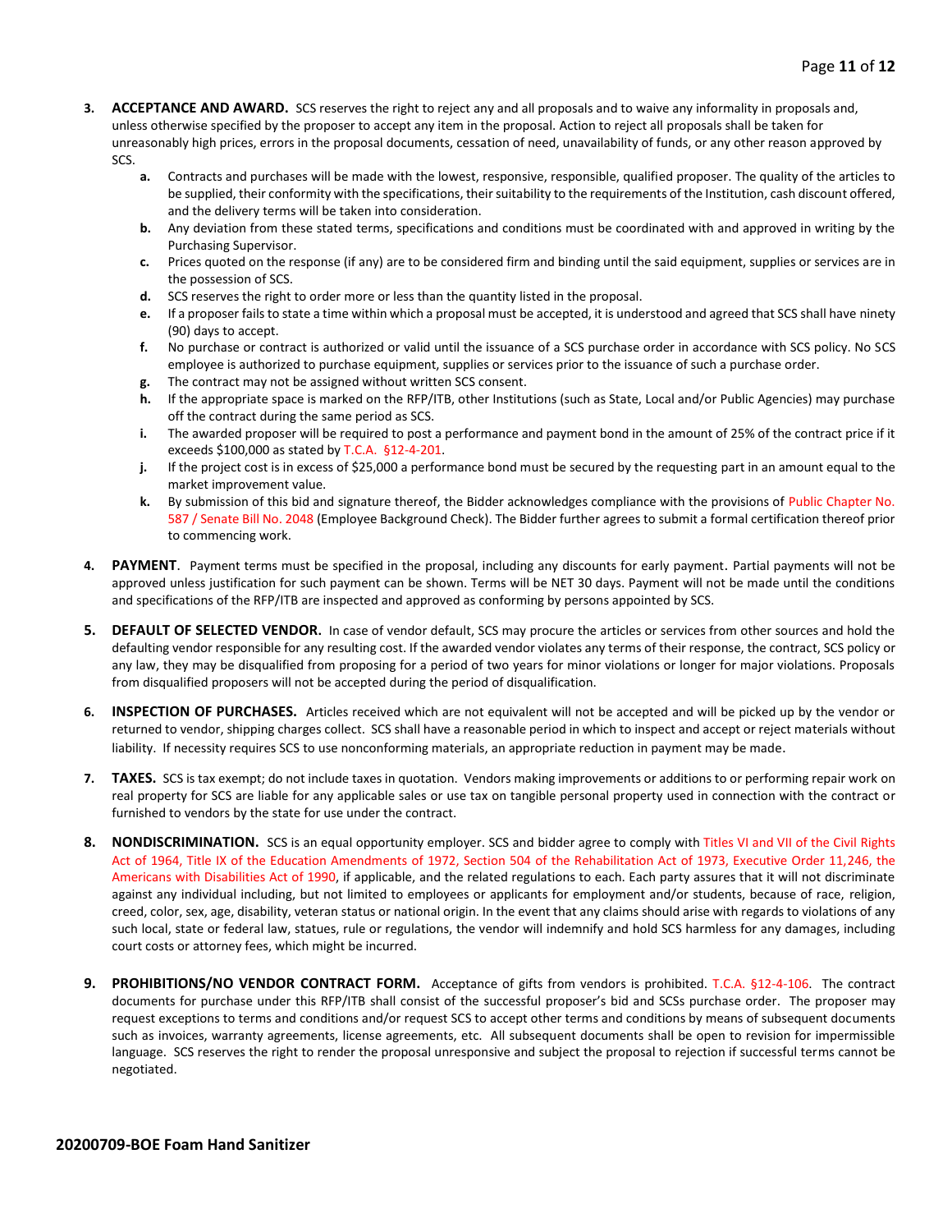3. **ACCEPTANCE AND AWARD.** SCS reserves the right to reject any and all proposals and to waive any informality in proposals and, unless otherwise specified by the proposer to accept any item in the proposal. Action to reject all proposals shall be taken for unreasonably high prices, errors in the proposal documents, cessation of need, unavailability of funds, or any other reason approved by SCS.
   - **a.** Contracts and purchases will be made with the lowest, responsive, responsible, qualified proposer. The quality of the articles to be supplied, their conformity with the specifications, their suitability to the requirements of the Institution, cash discount offered, and the delivery terms will be taken into consideration.
   - **b.** Any deviation from these stated terms, specifications and conditions must be coordinated with and approved in writing by the Purchasing Supervisor.
   - **c.** Prices quoted on the response (if any) are to be considered firm and binding until the said equipment, supplies or services are in the possession of SCS.
   - **d.** SCS reserves the right to order more or less than the quantity listed in the proposal.
   - **e.** If a proposer fails to state a time within which a proposal must be accepted, it is understood and agreed that SCS shall have ninety (90) days to accept.
   - **f.** No purchase or contract is authorized or valid until the issuance of a SCS purchase order in accordance with SCS policy. No SCS employee is authorized to purchase equipment, supplies or services prior to the issuance of such a purchase order.
   - **g.** The contract may not be assigned without written SCS consent.
   - **h.** If the appropriate space is marked on the RFP/ITB, other Institutions (such as State, Local and/or Public Agencies) may purchase off the contract during the same period as SCS.
   - **i.** The awarded proposer will be required to post a performance and payment bond in the amount of 25% of the contract price if it exceeds $100,000 as stated by T.C.A. §12-4-201.
   - **j.** If the project cost is in excess of $25,000 a performance bond must be secured by the requesting part in an amount equal to the market improvement value.
   - **k.** By submission of this bid and signature thereof, the Bidder acknowledges compliance with the provisions of Public Chapter No. 587 / Senate Bill No. 2048 (Employee Background Check). The Bidder further agrees to submit a formal certification thereof prior to commencing work.

4. **PAYMENT**. Payment terms must be specified in the proposal, including any discounts for early payment. Partial payments will not be approved unless justification for such payment can be shown. Terms will be NET 30 days. Payment will not be made until the conditions and specifications of the RFP/ITB are inspected and approved as conforming by persons appointed by SCS.

5. **DEFAULT OF SELECTED VENDOR.** In case of vendor default, SCS may procure the articles or services from other sources and hold the defaulting vendor responsible for any resulting cost. If the awarded vendor violates any terms of their response, the contract, SCS policy or any law, they may be disqualified from proposing for a period of two years for minor violations or longer for major violations. Proposals from disqualified proposers will not be accepted during the period of disqualification.

6. **INSPECTION OF PURCHASES.** Articles received which are not equivalent will not be accepted and will be picked up by the vendor or returned to vendor, shipping charges collect. SCS shall have a reasonable period in which to inspect and accept or reject materials without liability. If necessity requires SCS to use nonconforming materials, an appropriate reduction in payment may be made.

7. **TAXES.** SCS is tax exempt; do not include taxes in quotation. Vendors making improvements or additions to or performing repair work on real property for SCS are liable for any applicable sales or use tax on tangible personal property used in connection with the contract or furnished to vendors by the state for use under the contract.

8. **NONDISCRIMINATION.** SCS is an equal opportunity employer. SCS and bidder agree to comply with Titles VI and VII of the Civil Rights Act of 1964, Title IX of the Education Amendments of 1972, Section 504 of the Rehabilitation Act of 1973, Executive Order 11,246, the Americans with Disabilities Act of 1990, if applicable, and the related regulations to each. Each party assures that it will not discriminate against any individual including, but not limited to employees or applicants for employment and/or students, because of race, religion, creed, color, sex, age, disability, veteran status or national origin. In the event that any claims should arise with regards to violations of any such local, state or federal law, statues, rule or regulations, the vendor will indemnify and hold SCS harmless for any damages, including court costs or attorney fees, which might be incurred.

9. **PROHIBITIONS/NO VENDOR CONTRACT FORM.** Acceptance of gifts from vendors is prohibited. T.C.A. §12-4-106. The contract documents for purchase under this RFP/ITB shall consist of the successful proposer's bid and SCSs purchase order. The proposer may request exceptions to terms and conditions and/or request SCS to accept other terms and conditions by means of subsequent documents such as invoices, warranty agreements, license agreements, etc. All subsequent documents shall be open to revision for impermissible language. SCS reserves the right to render the proposal unresponsive and subject the proposal to rejection if successful terms cannot be negotiated.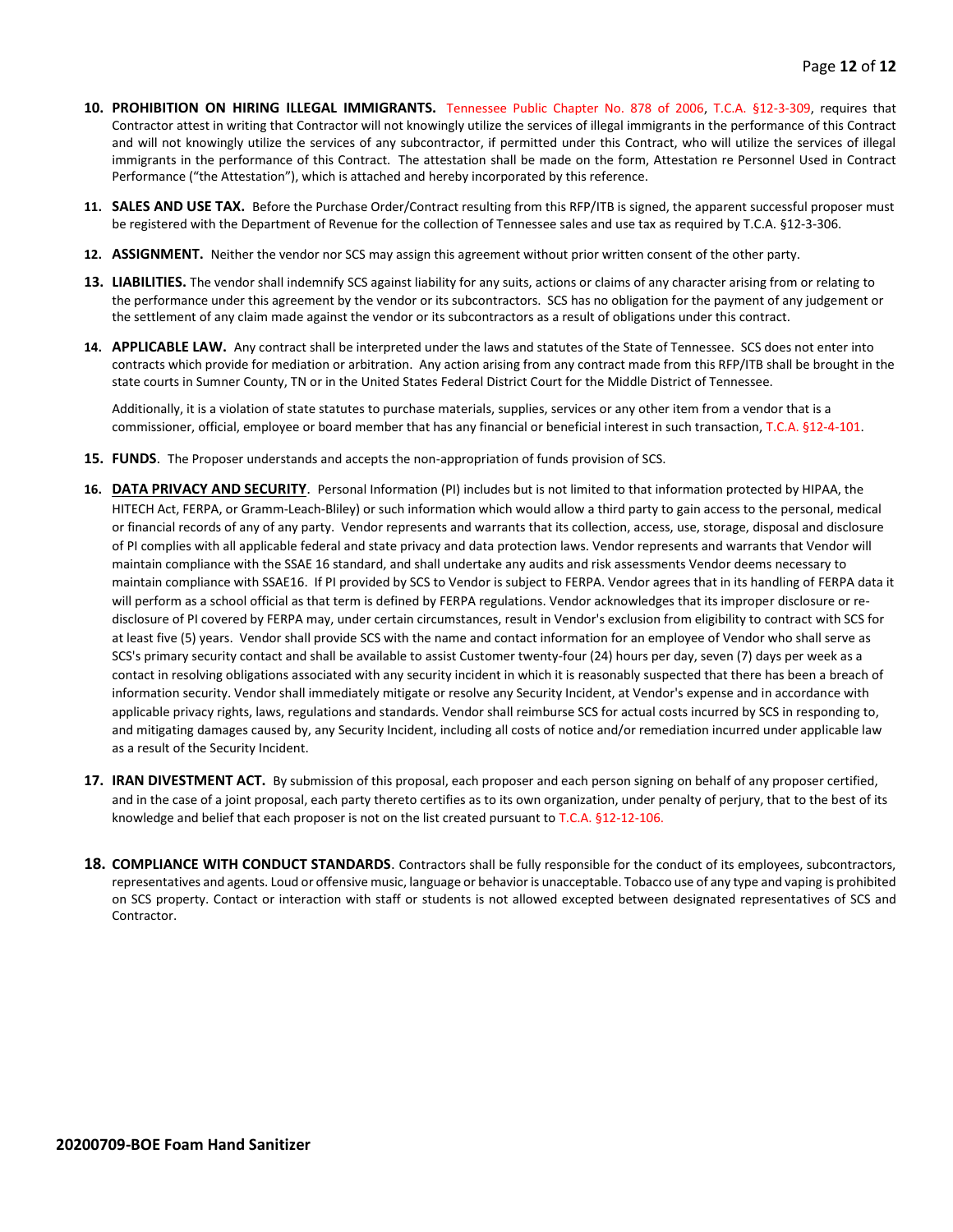10. **PROHIBITION ON HIRING ILLEGAL IMMIGRANTS.** Tennessee Public Chapter No. 878 of 2006, T.C.A. §12-3-309, requires that Contractor attest in writing that Contractor will not knowingly utilize the services of illegal immigrants in the performance of this Contract and will not knowingly utilize the services of any subcontractor, if permitted under this Contract, who will utilize the services of illegal immigrants in the performance of this Contract. The attestation shall be made on the form, Attestation re Personnel Used in Contract Performance ("the Attestation"), which is attached and hereby incorporated by this reference.

11. **SALES AND USE TAX.** Before the Purchase Order/Contract resulting from this RFP/ITB is signed, the apparent successful proposer must be registered with the Department of Revenue for the collection of Tennessee sales and use tax as required by T.C.A. §12-3-306.

12. **ASSIGNMENT.** Neither the vendor nor SCS may assign this agreement without prior written consent of the other party.

13. **LIABILITIES.** The vendor shall indemnify SCS against liability for any suits, actions or claims of any character arising from or relating to the performance under this agreement by the vendor or its subcontractors. SCS has no obligation for the payment of any judgement or the settlement of any claim made against the vendor or its subcontractors as a result of obligations under this contract.

14. **APPLICABLE LAW.** Any contract shall be interpreted under the laws and statutes of the State of Tennessee. SCS does not enter into contracts which provide for mediation or arbitration. Any action arising from any contract made from this RFP/ITB shall be brought in the state courts in Sumner County, TN or in the United States Federal District Court for the Middle District of Tennessee.

    Additionally, it is a violation of state statutes to purchase materials, supplies, services or any other item from a vendor that is a commissioner, official, employee or board member that has any financial or beneficial interest in such transaction, T.C.A. §12-4-101.

15. **FUNDS**. The Proposer understands and accepts the non-appropriation of funds provision of SCS.

16. **DATA PRIVACY AND SECURITY**. Personal Information (PI) includes but is not limited to that information protected by HIPAA, the HITECH Act, FERPA, or Gramm-Leach-Bliley) or such information which would allow a third party to gain access to the personal, medical or financial records of any of any party. Vendor represents and warrants that its collection, access, use, storage, disposal and disclosure of PI complies with all applicable federal and state privacy and data protection laws. Vendor represents and warrants that Vendor will maintain compliance with the SSAE 16 standard, and shall undertake any audits and risk assessments Vendor deems necessary to maintain compliance with SSAE16. If PI provided by SCS to Vendor is subject to FERPA. Vendor agrees that in its handling of FERPA data it will perform as a school official as that term is defined by FERPA regulations. Vendor acknowledges that its improper disclosure or re-disclosure of PI covered by FERPA may, under certain circumstances, result in Vendor's exclusion from eligibility to contract with SCS for at least five (5) years. Vendor shall provide SCS with the name and contact information for an employee of Vendor who shall serve as SCS's primary security contact and shall be available to assist Customer twenty-four (24) hours per day, seven (7) days per week as a contact in resolving obligations associated with any security incident in which it is reasonably suspected that there has been a breach of information security. Vendor shall immediately mitigate or resolve any Security Incident, at Vendor's expense and in accordance with applicable privacy rights, laws, regulations and standards. Vendor shall reimburse SCS for actual costs incurred by SCS in responding to, and mitigating damages caused by, any Security Incident, including all costs of notice and/or remediation incurred under applicable law as a result of the Security Incident.

17. **IRAN DIVESTMENT ACT.** By submission of this proposal, each proposer and each person signing on behalf of any proposer certified, and in the case of a joint proposal, each party thereto certifies as to its own organization, under penalty of perjury, that to the best of its knowledge and belief that each proposer is not on the list created pursuant to T.C.A. §12-12-106.

18. **COMPLIANCE WITH CONDUCT STANDARDS**. Contractors shall be fully responsible for the conduct of its employees, subcontractors, representatives and agents. Loud or offensive music, language or behavior is unacceptable. Tobacco use of any type and vaping is prohibited on SCS property. Contact or interaction with staff or students is not allowed excepted between designated representatives of SCS and Contractor.